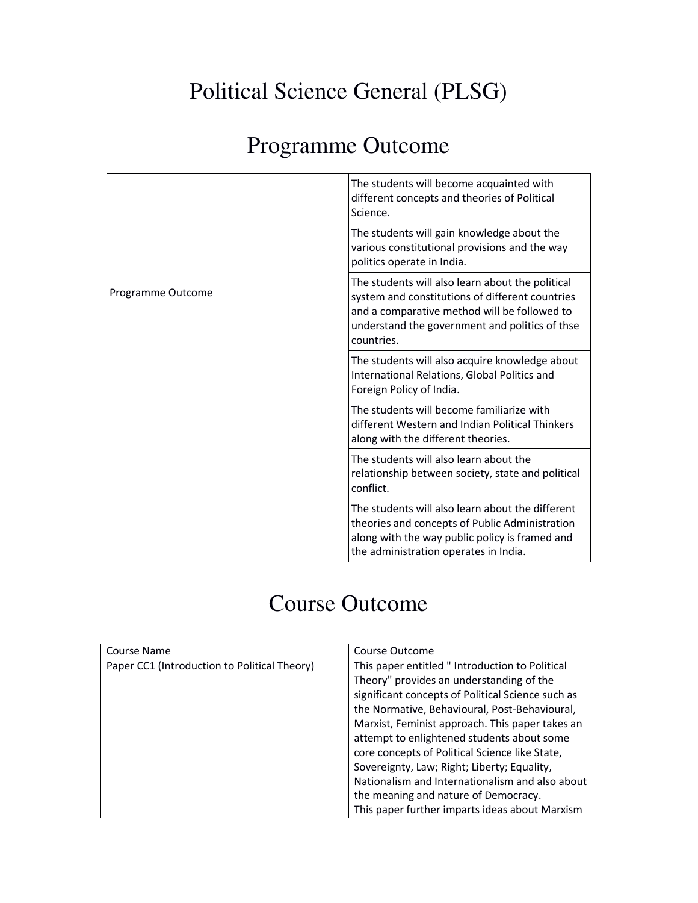# Political Science General (PLSG)

## Programme Outcome

| | |
|---|---|
| Programme Outcome | The students will become acquainted with different concepts and theories of Political Science. |
| | The students will gain knowledge about the various constitutional provisions and the way politics operate in India. |
| | The students will also learn about the political system and constitutions of different countries and a comparative method will be followed to understand the government and politics of thse countries. |
| | The students will also acquire knowledge about International Relations, Global Politics and Foreign Policy of India. |
| | The students will become familiarize with different Western and Indian Political Thinkers along with the different theories. |
| | The students will also learn about the relationship between society, state and political conflict. |
| | The students will also learn about the different theories and concepts of Public Administration along with the way public policy is framed and the administration operates in India. |

## Course Outcome

| Course Name | Course Outcome |
|---|---|
| Paper CC1 (Introduction to Political Theory) | This paper entitled " Introduction to Political Theory" provides an understanding of the significant concepts of Political Science such as the Normative, Behavioural, Post-Behavioural, Marxist, Feminist approach. This paper takes an attempt to enlightened students about some core concepts of Political Science like State, Sovereignty, Law; Right; Liberty; Equality, Nationalism and Internationalism and also about the meaning and nature of Democracy. This paper further imparts ideas about Marxism |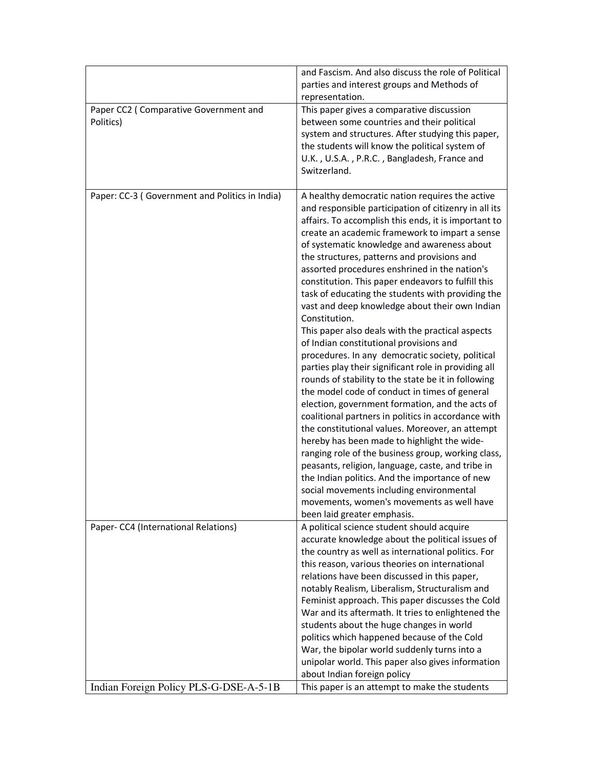| | |
|---|---|
| | and Fascism. And also discuss the role of Political parties and interest groups and Methods of representation. |
| Paper CC2 ( Comparative Government and Politics) | This paper gives a comparative discussion between some countries and their political system and structures. After studying this paper, the students will know the political system of U.K. , U.S.A. , P.R.C. , Bangladesh, France and Switzerland. |
| Paper: CC-3 ( Government and Politics in India) | A healthy democratic nation requires the active and responsible participation of citizenry in all its affairs. To accomplish this ends, it is important to create an academic framework to impart a sense of systematic knowledge and awareness about the structures, patterns and provisions and assorted procedures enshrined in the nation's constitution. This paper endeavors to fulfill this task of educating the students with providing the vast and deep knowledge about their own Indian Constitution.<br>This paper also deals with the practical aspects of Indian constitutional provisions and procedures. In any democratic society, political parties play their significant role in providing all rounds of stability to the state be it in following the model code of conduct in times of general election, government formation, and the acts of coalitional partners in politics in accordance with the constitutional values. Moreover, an attempt hereby has been made to highlight the wide-ranging role of the business group, working class, peasants, religion, language, caste, and tribe in the Indian politics. And the importance of new social movements including environmental movements, women's movements as well have been laid greater emphasis. |
| Paper- CC4 (International Relations) | A political science student should acquire accurate knowledge about the political issues of the country as well as international politics. For this reason, various theories on international relations have been discussed in this paper, notably Realism, Liberalism, Structuralism and Feminist approach. This paper discusses the Cold War and its aftermath. It tries to enlightened the students about the huge changes in world politics which happened because of the Cold War, the bipolar world suddenly turns into a unipolar world. This paper also gives information about Indian foreign policy |
| Indian Foreign Policy PLS-G-DSE-A-5-1B | This paper is an attempt to make the students |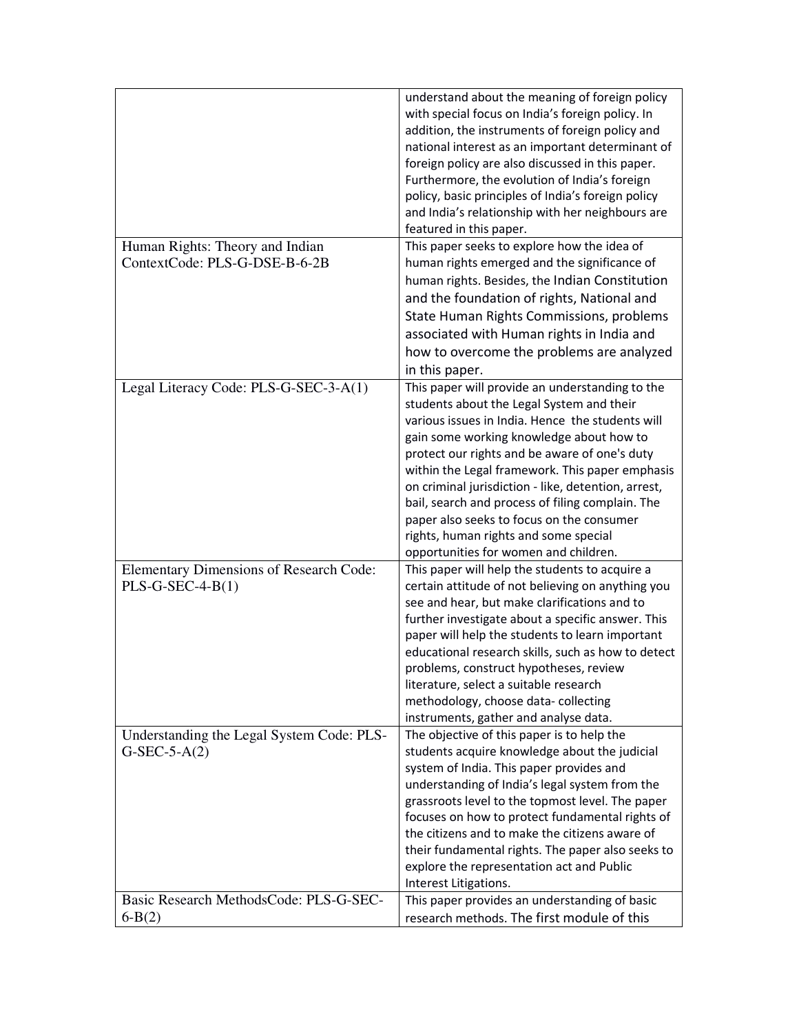| | |
|---|---|
| | understand about the meaning of foreign policy with special focus on India's foreign policy. In addition, the instruments of foreign policy and national interest as an important determinant of foreign policy are also discussed in this paper. Furthermore, the evolution of India's foreign policy, basic principles of India's foreign policy and India's relationship with her neighbours are featured in this paper. |
| Human Rights: Theory and Indian ContextCode: PLS-G-DSE-B-6-2B | This paper seeks to explore how the idea of human rights emerged and the significance of human rights. Besides, the Indian Constitution and the foundation of rights, National and State Human Rights Commissions, problems associated with Human rights in India and how to overcome the problems are analyzed in this paper. |
| Legal Literacy Code: PLS-G-SEC-3-A(1) | This paper will provide an understanding to the students about the Legal System and their various issues in India. Hence the students will gain some working knowledge about how to protect our rights and be aware of one's duty within the Legal framework. This paper emphasis on criminal jurisdiction - like, detention, arrest, bail, search and process of filing complain. The paper also seeks to focus on the consumer rights, human rights and some special opportunities for women and children. |
| Elementary Dimensions of Research Code: PLS-G-SEC-4-B(1) | This paper will help the students to acquire a certain attitude of not believing on anything you see and hear, but make clarifications and to further investigate about a specific answer. This paper will help the students to learn important educational research skills, such as how to detect problems, construct hypotheses, review literature, select a suitable research methodology, choose data- collecting instruments, gather and analyse data. |
| Understanding the Legal System Code: PLS-G-SEC-5-A(2) | The objective of this paper is to help the students acquire knowledge about the judicial system of India. This paper provides and understanding of India's legal system from the grassroots level to the topmost level. The paper focuses on how to protect fundamental rights of the citizens and to make the citizens aware of their fundamental rights. The paper also seeks to explore the representation act and Public Interest Litigations. |
| Basic Research MethodsCode: PLS-G-SEC-6-B(2) | This paper provides an understanding of basic research methods. The first module of this |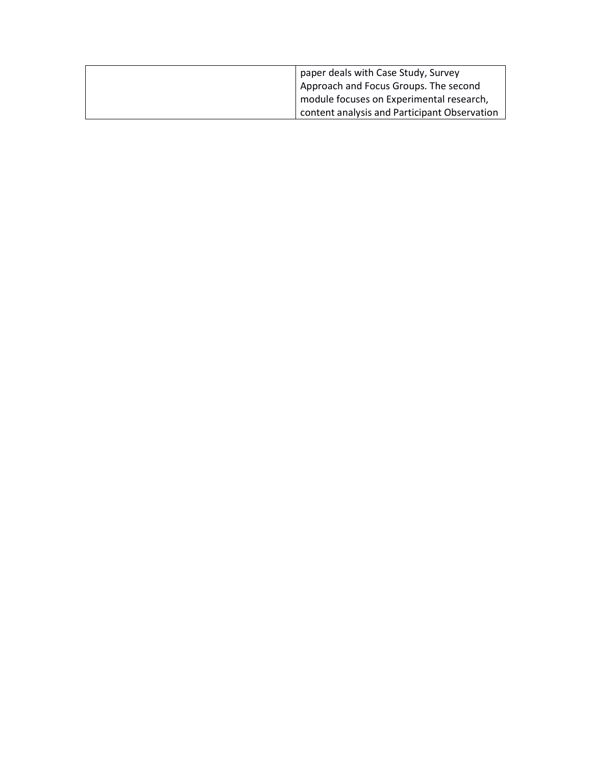| | |
|---|---|
| | paper deals with Case Study, Survey Approach and Focus Groups. The second module focuses on Experimental research, content analysis and Participant Observation |